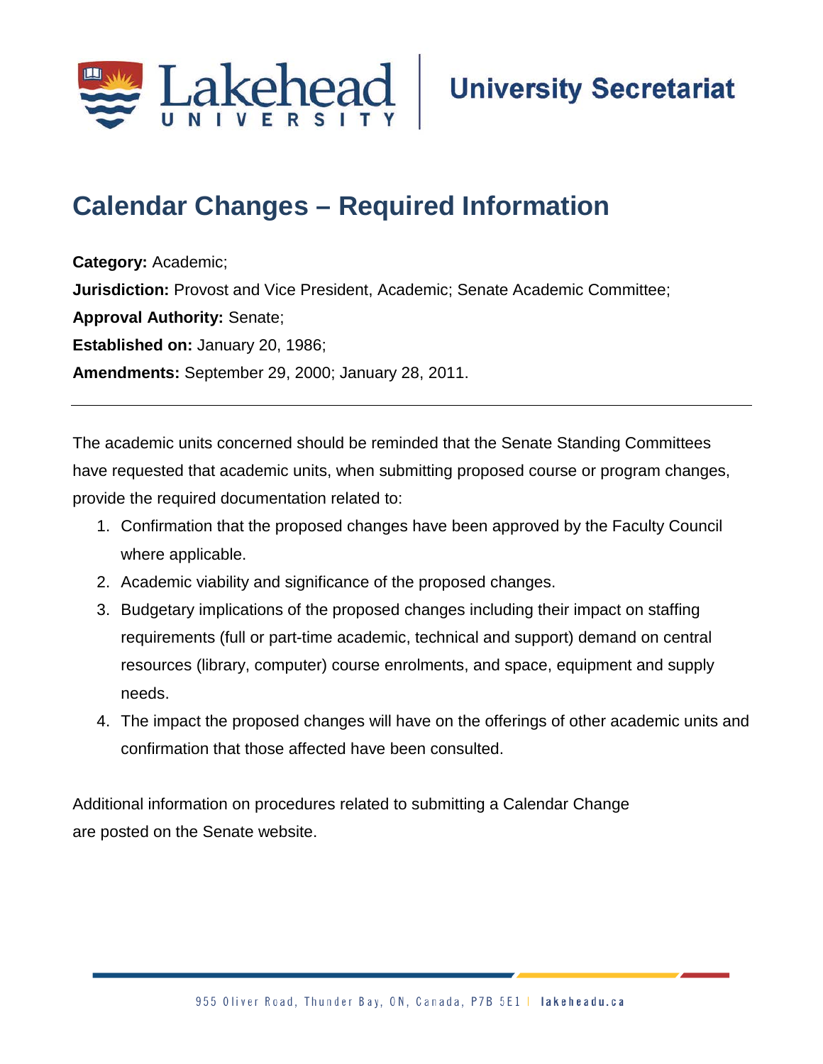Lakehead University — University Secretariat

# Calendar Changes – Required Information

**Category:** Academic;
**Jurisdiction:** Provost and Vice President, Academic; Senate Academic Committee;
**Approval Authority:** Senate;
**Established on:** January 20, 1986;
**Amendments:** September 29, 2000; January 28, 2011.

---

The academic units concerned should be reminded that the Senate Standing Committees have requested that academic units, when submitting proposed course or program changes, provide the required documentation related to:

1. Confirmation that the proposed changes have been approved by the Faculty Council where applicable.
2. Academic viability and significance of the proposed changes.
3. Budgetary implications of the proposed changes including their impact on staffing requirements (full or part-time academic, technical and support) demand on central resources (library, computer) course enrolments, and space, equipment and supply needs.
4. The impact the proposed changes will have on the offerings of other academic units and confirmation that those affected have been consulted.

Additional information on procedures related to submitting a Calendar Change are posted on the Senate website.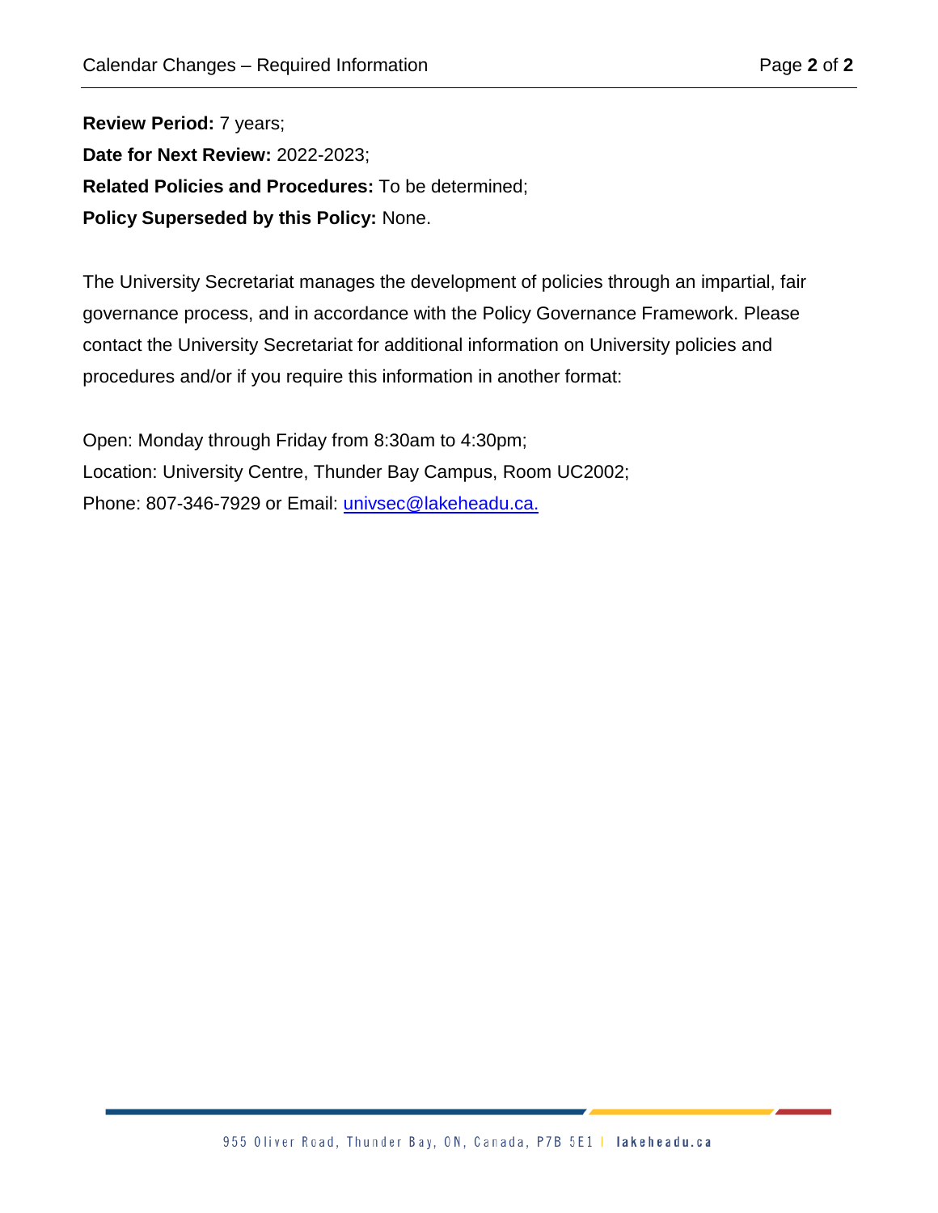**Review Period:** 7 years;
**Date for Next Review:** 2022-2023;
**Related Policies and Procedures:** To be determined;
**Policy Superseded by this Policy:** None.

The University Secretariat manages the development of policies through an impartial, fair governance process, and in accordance with the Policy Governance Framework. Please contact the University Secretariat for additional information on University policies and procedures and/or if you require this information in another format:

Open: Monday through Friday from 8:30am to 4:30pm;
Location: University Centre, Thunder Bay Campus, Room UC2002;
Phone: 807-346-7929 or Email: univsec@lakeheadu.ca.